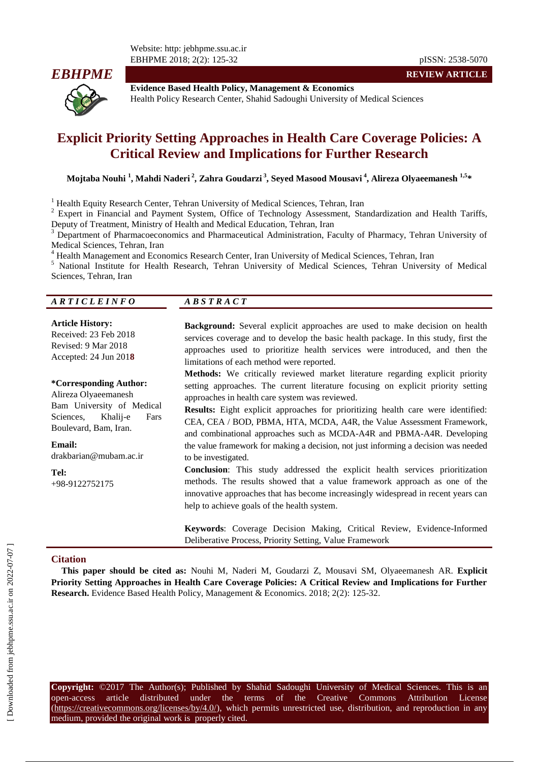Website: http: jebhpme.ssu.ac.ir
EBHPME 2018; 2(2): 125-32

pISSN: 2538-5070

**EBHPME**

**REVIEW ARTICLE**

**Evidence Based Health Policy, Management & Economics**
Health Policy Research Center, Shahid Sadoughi University of Medical Sciences

# Explicit Priority Setting Approaches in Health Care Coverage Policies: A Critical Review and Implications for Further Research

**Mojtaba Nouhi [1], Mahdi Naderi [2], Zahra Goudarzi [3], Seyed Masood Mousavi [4], Alireza Olyaeemanesh [1,5]***

[1] Health Equity Research Center, Tehran University of Medical Sciences, Tehran, Iran
[2] Expert in Financial and Payment System, Office of Technology Assessment, Standardization and Health Tariffs, Deputy of Treatment, Ministry of Health and Medical Education, Tehran, Iran
[3] Department of Pharmacoeconomics and Pharmaceutical Administration, Faculty of Pharmacy, Tehran University of Medical Sciences, Tehran, Iran
[4] Health Management and Economics Research Center, Iran University of Medical Sciences, Tehran, Iran
[5] National Institute for Health Research, Tehran University of Medical Sciences, Tehran University of Medical Sciences, Tehran, Iran

## ARTICLE INFO

**Article History:**
Received: 23 Feb 2018
Revised: 9 Mar 2018
Accepted: 24 Jun 2018

**\*Corresponding Author:**
Alireza Olyaeemanesh
Bam University of Medical Sciences, Khalij-e Fars Boulevard, Bam, Iran.

**Email:**
drakbarian@mubam.ac.ir

**Tel:**
+98-9122752175

## ABSTRACT

**Background:** Several explicit approaches are used to make decision on health services coverage and to develop the basic health package. In this study, first the approaches used to prioritize health services were introduced, and then the limitations of each method were reported.

**Methods:** We critically reviewed market literature regarding explicit priority setting approaches. The current literature focusing on explicit priority setting approaches in health care system was reviewed.

**Results:** Eight explicit approaches for prioritizing health care were identified: CEA, CEA / BOD, PBMA, HTA, MCDA, A4R, the Value Assessment Framework, and combinational approaches such as MCDA-A4R and PBMA-A4R. Developing the value framework for making a decision, not just informing a decision was needed to be investigated.

**Conclusion**: This study addressed the explicit health services prioritization methods. The results showed that a value framework approach as one of the innovative approaches that has become increasingly widespread in recent years can help to achieve goals of the health system.

**Keywords**: Coverage Decision Making, Critical Review, Evidence-Informed Deliberative Process, Priority Setting, Value Framework

## Citation

**This paper should be cited as:** Nouhi M, Naderi M, Goudarzi Z, Mousavi SM, Olyaeemanesh AR. **Explicit Priority Setting Approaches in Health Care Coverage Policies: A Critical Review and Implications for Further Research.** Evidence Based Health Policy, Management & Economics. 2018; 2(2): 125-32.

**Copyright:** ©2017 The Author(s); Published by Shahid Sadoughi University of Medical Sciences. This is an open-access article distributed under the terms of the Creative Commons Attribution License (https://creativecommons.org/licenses/by/4.0/), which permits unrestricted use, distribution, and reproduction in any medium, provided the original work is properly cited.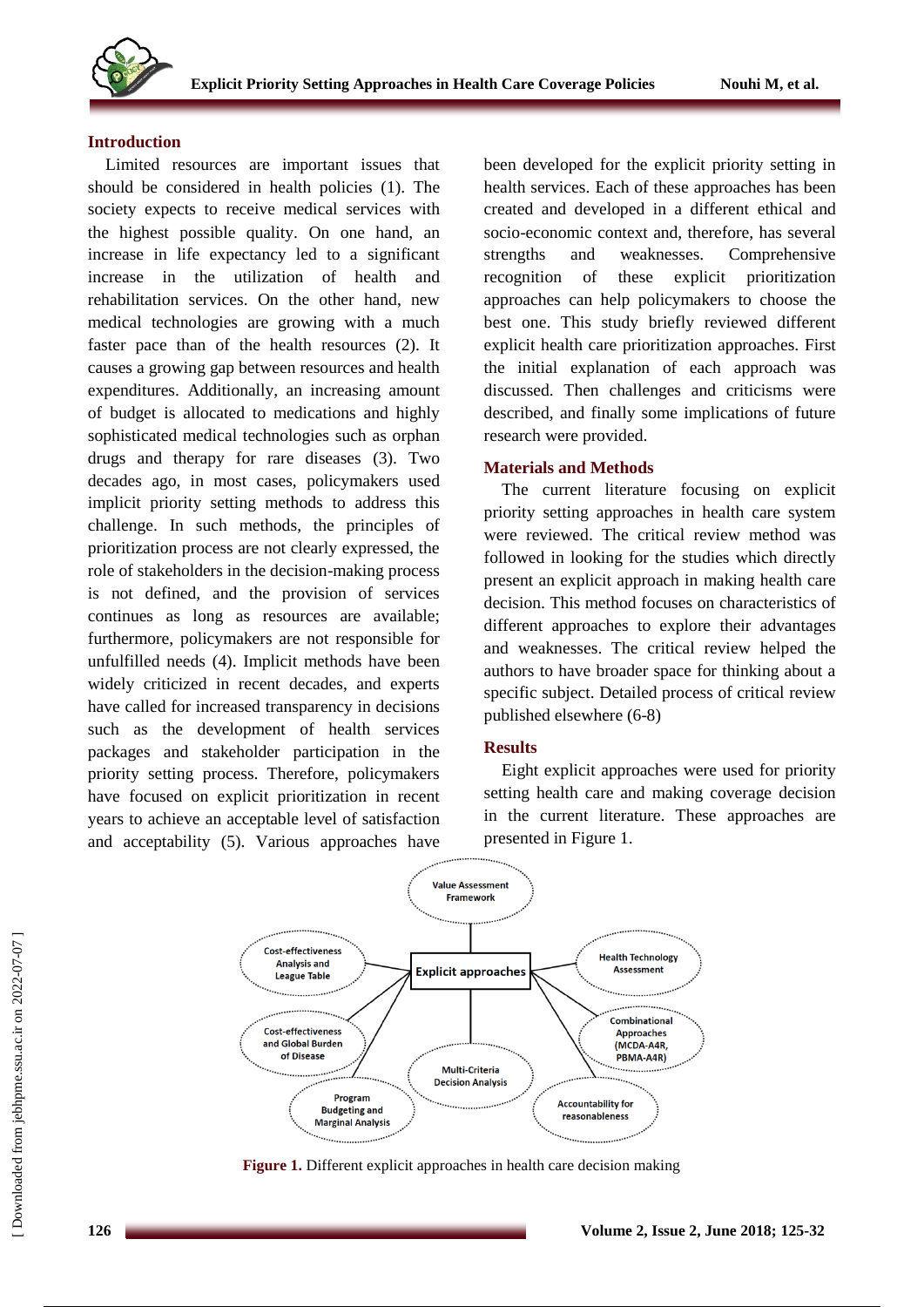## Introduction

Limited resources are important issues that should be considered in health policies (1). The society expects to receive medical services with the highest possible quality. On one hand, an increase in life expectancy led to a significant increase in the utilization of health and rehabilitation services. On the other hand, new medical technologies are growing with a much faster pace than of the health resources (2). It causes a growing gap between resources and health expenditures. Additionally, an increasing amount of budget is allocated to medications and highly sophisticated medical technologies such as orphan drugs and therapy for rare diseases (3). Two decades ago, in most cases, policymakers used implicit priority setting methods to address this challenge. In such methods, the principles of prioritization process are not clearly expressed, the role of stakeholders in the decision-making process is not defined, and the provision of services continues as long as resources are available; furthermore, policymakers are not responsible for unfulfilled needs (4). Implicit methods have been widely criticized in recent decades, and experts have called for increased transparency in decisions such as the development of health services packages and stakeholder participation in the priority setting process. Therefore, policymakers have focused on explicit prioritization in recent years to achieve an acceptable level of satisfaction and acceptability (5). Various approaches have been developed for the explicit priority setting in health services. Each of these approaches has been created and developed in a different ethical and socio-economic context and, therefore, has several strengths and weaknesses. Comprehensive recognition of these explicit prioritization approaches can help policymakers to choose the best one. This study briefly reviewed different explicit health care prioritization approaches. First the initial explanation of each approach was discussed. Then challenges and criticisms were described, and finally some implications of future research were provided.

## Materials and Methods

The current literature focusing on explicit priority setting approaches in health care system were reviewed. The critical review method was followed in looking for the studies which directly present an explicit approach in making health care decision. This method focuses on characteristics of different approaches to explore their advantages and weaknesses. The critical review helped the authors to have broader space for thinking about a specific subject. Detailed process of critical review published elsewhere (6-8)

## Results

Eight explicit approaches were used for priority setting health care and making coverage decision in the current literature. These approaches are presented in Figure 1.

**Figure 1.** Different explicit approaches in health care decision making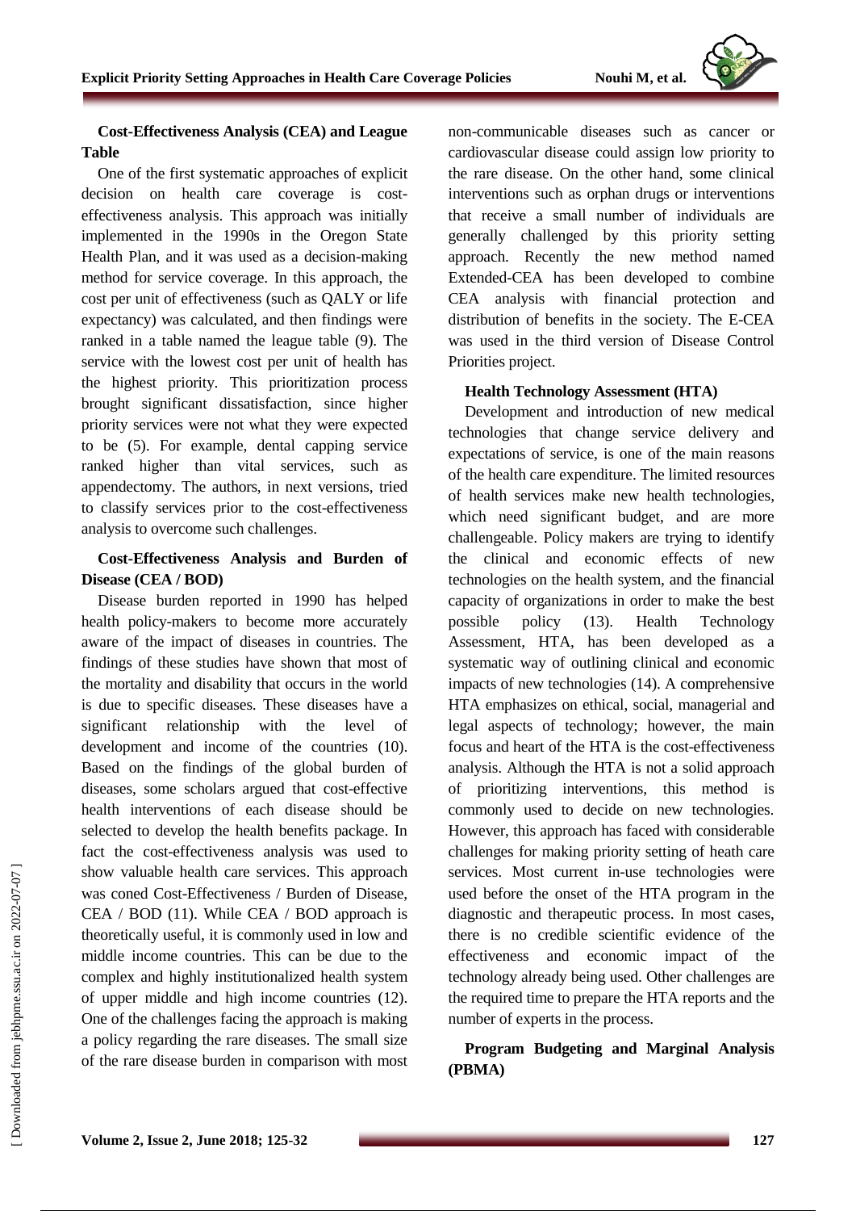### Cost-Effectiveness Analysis (CEA) and League Table

One of the first systematic approaches of explicit decision on health care coverage is cost-effectiveness analysis. This approach was initially implemented in the 1990s in the Oregon State Health Plan, and it was used as a decision-making method for service coverage. In this approach, the cost per unit of effectiveness (such as QALY or life expectancy) was calculated, and then findings were ranked in a table named the league table (9). The service with the lowest cost per unit of health has the highest priority. This prioritization process brought significant dissatisfaction, since higher priority services were not what they were expected to be (5). For example, dental capping service ranked higher than vital services, such as appendectomy. The authors, in next versions, tried to classify services prior to the cost-effectiveness analysis to overcome such challenges.

### Cost-Effectiveness Analysis and Burden of Disease (CEA / BOD)

Disease burden reported in 1990 has helped health policy-makers to become more accurately aware of the impact of diseases in countries. The findings of these studies have shown that most of the mortality and disability that occurs in the world is due to specific diseases. These diseases have a significant relationship with the level of development and income of the countries (10). Based on the findings of the global burden of diseases, some scholars argued that cost-effective health interventions of each disease should be selected to develop the health benefits package. In fact the cost-effectiveness analysis was used to show valuable health care services. This approach was coned Cost-Effectiveness / Burden of Disease, CEA / BOD (11). While CEA / BOD approach is theoretically useful, it is commonly used in low and middle income countries. This can be due to the complex and highly institutionalized health system of upper middle and high income countries (12). One of the challenges facing the approach is making a policy regarding the rare diseases. The small size of the rare disease burden in comparison with most non-communicable diseases such as cancer or cardiovascular disease could assign low priority to the rare disease. On the other hand, some clinical interventions such as orphan drugs or interventions that receive a small number of individuals are generally challenged by this priority setting approach. Recently the new method named Extended-CEA has been developed to combine CEA analysis with financial protection and distribution of benefits in the society. The E-CEA was used in the third version of Disease Control Priorities project.

### Health Technology Assessment (HTA)

Development and introduction of new medical technologies that change service delivery and expectations of service, is one of the main reasons of the health care expenditure. The limited resources of health services make new health technologies, which need significant budget, and are more challengeable. Policy makers are trying to identify the clinical and economic effects of new technologies on the health system, and the financial capacity of organizations in order to make the best possible policy (13). Health Technology Assessment, HTA, has been developed as a systematic way of outlining clinical and economic impacts of new technologies (14). A comprehensive HTA emphasizes on ethical, social, managerial and legal aspects of technology; however, the main focus and heart of the HTA is the cost-effectiveness analysis. Although the HTA is not a solid approach of prioritizing interventions, this method is commonly used to decide on new technologies. However, this approach has faced with considerable challenges for making priority setting of heath care services. Most current in-use technologies were used before the onset of the HTA program in the diagnostic and therapeutic process. In most cases, there is no credible scientific evidence of the effectiveness and economic impact of the technology already being used. Other challenges are the required time to prepare the HTA reports and the number of experts in the process.

### Program Budgeting and Marginal Analysis (PBMA)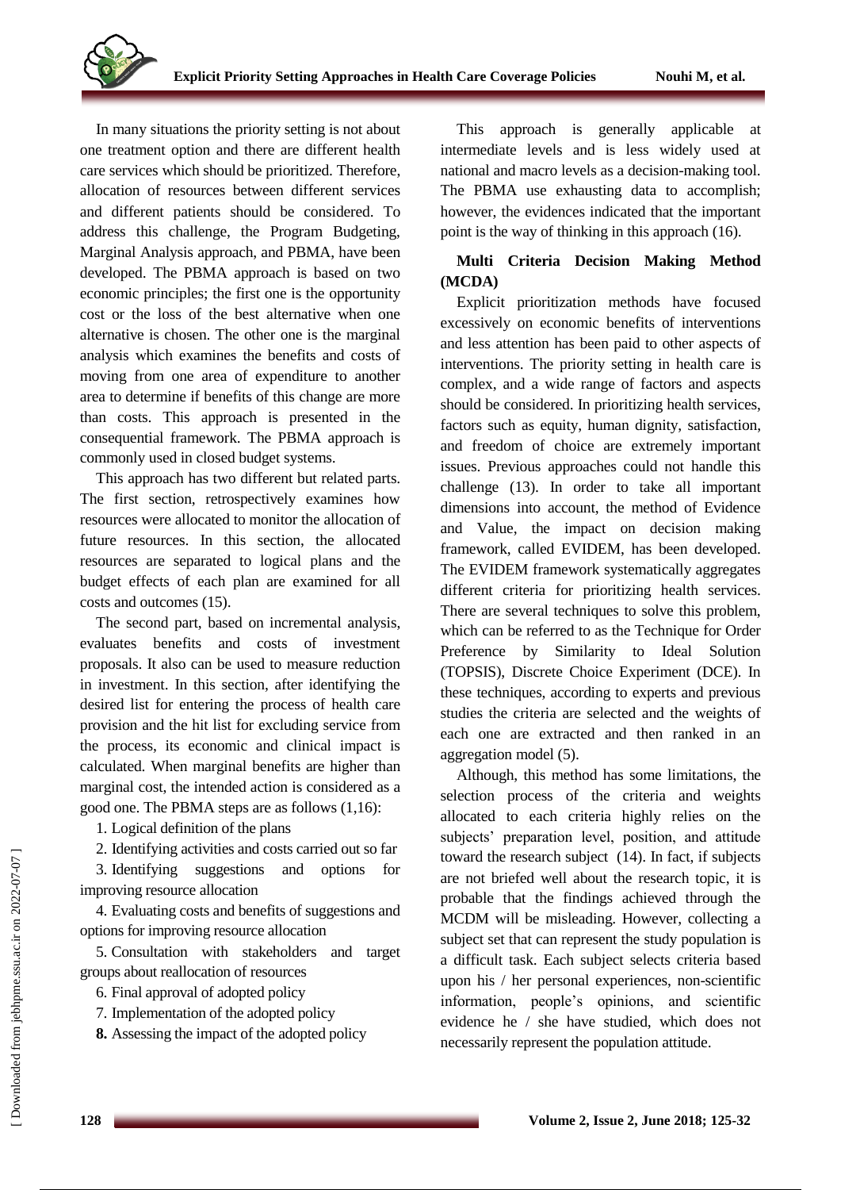In many situations the priority setting is not about one treatment option and there are different health care services which should be prioritized. Therefore, allocation of resources between different services and different patients should be considered. To address this challenge, the Program Budgeting, Marginal Analysis approach, and PBMA, have been developed. The PBMA approach is based on two economic principles; the first one is the opportunity cost or the loss of the best alternative when one alternative is chosen. The other one is the marginal analysis which examines the benefits and costs of moving from one area of expenditure to another area to determine if benefits of this change are more than costs. This approach is presented in the consequential framework. The PBMA approach is commonly used in closed budget systems.

This approach has two different but related parts. The first section, retrospectively examines how resources were allocated to monitor the allocation of future resources. In this section, the allocated resources are separated to logical plans and the budget effects of each plan are examined for all costs and outcomes (15).

The second part, based on incremental analysis, evaluates benefits and costs of investment proposals. It also can be used to measure reduction in investment. In this section, after identifying the desired list for entering the process of health care provision and the hit list for excluding service from the process, its economic and clinical impact is calculated. When marginal benefits are higher than marginal cost, the intended action is considered as a good one. The PBMA steps are as follows (1,16):

1. Logical definition of the plans
2. Identifying activities and costs carried out so far
3. Identifying suggestions and options for improving resource allocation
4. Evaluating costs and benefits of suggestions and options for improving resource allocation
5. Consultation with stakeholders and target groups about reallocation of resources
6. Final approval of adopted policy
7. Implementation of the adopted policy
8. Assessing the impact of the adopted policy

This approach is generally applicable at intermediate levels and is less widely used at national and macro levels as a decision-making tool. The PBMA use exhausting data to accomplish; however, the evidences indicated that the important point is the way of thinking in this approach (16).

**Multi Criteria Decision Making Method (MCDA)**

Explicit prioritization methods have focused excessively on economic benefits of interventions and less attention has been paid to other aspects of interventions. The priority setting in health care is complex, and a wide range of factors and aspects should be considered. In prioritizing health services, factors such as equity, human dignity, satisfaction, and freedom of choice are extremely important issues. Previous approaches could not handle this challenge (13). In order to take all important dimensions into account, the method of Evidence and Value, the impact on decision making framework, called EVIDEM, has been developed. The EVIDEM framework systematically aggregates different criteria for prioritizing health services. There are several techniques to solve this problem, which can be referred to as the Technique for Order Preference by Similarity to Ideal Solution (TOPSIS), Discrete Choice Experiment (DCE). In these techniques, according to experts and previous studies the criteria are selected and the weights of each one are extracted and then ranked in an aggregation model (5).

Although, this method has some limitations, the selection process of the criteria and weights allocated to each criteria highly relies on the subjects' preparation level, position, and attitude toward the research subject (14). In fact, if subjects are not briefed well about the research topic, it is probable that the findings achieved through the MCDM will be misleading. However, collecting a subject set that can represent the study population is a difficult task. Each subject selects criteria based upon his / her personal experiences, non-scientific information, people's opinions, and scientific evidence he / she have studied, which does not necessarily represent the population attitude.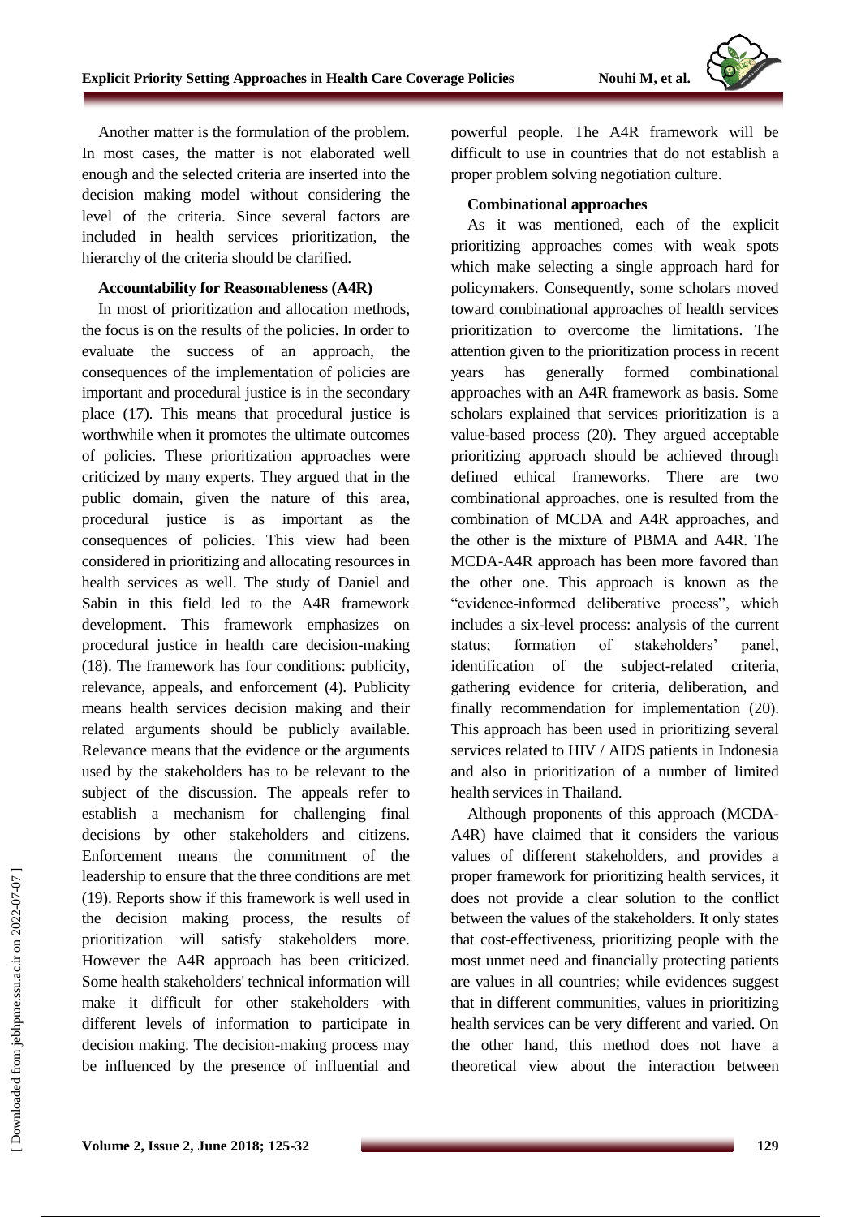Another matter is the formulation of the problem. In most cases, the matter is not elaborated well enough and the selected criteria are inserted into the decision making model without considering the level of the criteria. Since several factors are included in health services prioritization, the hierarchy of the criteria should be clarified.

**Accountability for Reasonableness (A4R)**

In most of prioritization and allocation methods, the focus is on the results of the policies. In order to evaluate the success of an approach, the consequences of the implementation of policies are important and procedural justice is in the secondary place (17). This means that procedural justice is worthwhile when it promotes the ultimate outcomes of policies. These prioritization approaches were criticized by many experts. They argued that in the public domain, given the nature of this area, procedural justice is as important as the consequences of policies. This view had been considered in prioritizing and allocating resources in health services as well. The study of Daniel and Sabin in this field led to the A4R framework development. This framework emphasizes on procedural justice in health care decision-making (18). The framework has four conditions: publicity, relevance, appeals, and enforcement (4). Publicity means health services decision making and their related arguments should be publicly available. Relevance means that the evidence or the arguments used by the stakeholders has to be relevant to the subject of the discussion. The appeals refer to establish a mechanism for challenging final decisions by other stakeholders and citizens. Enforcement means the commitment of the leadership to ensure that the three conditions are met (19). Reports show if this framework is well used in the decision making process, the results of prioritization will satisfy stakeholders more. However the A4R approach has been criticized. Some health stakeholders' technical information will make it difficult for other stakeholders with different levels of information to participate in decision making. The decision-making process may be influenced by the presence of influential and powerful people. The A4R framework will be difficult to use in countries that do not establish a proper problem solving negotiation culture.

**Combinational approaches**

As it was mentioned, each of the explicit prioritizing approaches comes with weak spots which make selecting a single approach hard for policymakers. Consequently, some scholars moved toward combinational approaches of health services prioritization to overcome the limitations. The attention given to the prioritization process in recent years has generally formed combinational approaches with an A4R framework as basis. Some scholars explained that services prioritization is a value-based process (20). They argued acceptable prioritizing approach should be achieved through defined ethical frameworks. There are two combinational approaches, one is resulted from the combination of MCDA and A4R approaches, and the other is the mixture of PBMA and A4R. The MCDA-A4R approach has been more favored than the other one. This approach is known as the "evidence-informed deliberative process", which includes a six-level process: analysis of the current status; formation of stakeholders' panel, identification of the subject-related criteria, gathering evidence for criteria, deliberation, and finally recommendation for implementation (20). This approach has been used in prioritizing several services related to HIV / AIDS patients in Indonesia and also in prioritization of a number of limited health services in Thailand.

Although proponents of this approach (MCDA-A4R) have claimed that it considers the various values of different stakeholders, and provides a proper framework for prioritizing health services, it does not provide a clear solution to the conflict between the values of the stakeholders. It only states that cost-effectiveness, prioritizing people with the most unmet need and financially protecting patients are values in all countries; while evidences suggest that in different communities, values in prioritizing health services can be very different and varied. On the other hand, this method does not have a theoretical view about the interaction between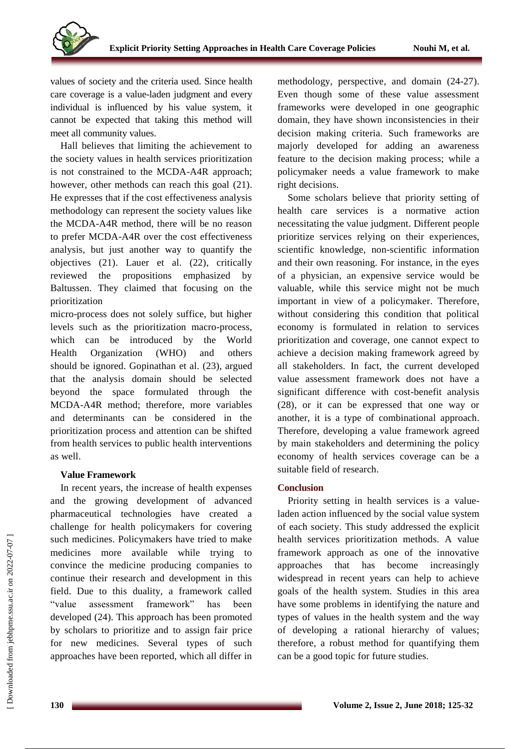values of society and the criteria used. Since health care coverage is a value-laden judgment and every individual is influenced by his value system, it cannot be expected that taking this method will meet all community values.

Hall believes that limiting the achievement to the society values in health services prioritization is not constrained to the MCDA-A4R approach; however, other methods can reach this goal (21). He expresses that if the cost effectiveness analysis methodology can represent the society values like the MCDA-A4R method, there will be no reason to prefer MCDA-A4R over the cost effectiveness analysis, but just another way to quantify the objectives (21). Lauer et al. (22), critically reviewed the propositions emphasized by Baltussen. They claimed that focusing on the prioritization micro-process does not solely suffice, but higher levels such as the prioritization macro-process, which can be introduced by the World Health Organization (WHO) and others should be ignored. Gopinathan et al. (23), argued that the analysis domain should be selected beyond the space formulated through the MCDA-A4R method; therefore, more variables and determinants can be considered in the prioritization process and attention can be shifted from health services to public health interventions as well.

### Value Framework

In recent years, the increase of health expenses and the growing development of advanced pharmaceutical technologies have created a challenge for health policymakers for covering such medicines. Policymakers have tried to make medicines more available while trying to convince the medicine producing companies to continue their research and development in this field. Due to this duality, a framework called "value assessment framework" has been developed (24). This approach has been promoted by scholars to prioritize and to assign fair price for new medicines. Several types of such approaches have been reported, which all differ in methodology, perspective, and domain (24-27). Even though some of these value assessment frameworks were developed in one geographic domain, they have shown inconsistencies in their decision making criteria. Such frameworks are majorly developed for adding an awareness feature to the decision making process; while a policymaker needs a value framework to make right decisions.

Some scholars believe that priority setting of health care services is a normative action necessitating the value judgment. Different people prioritize services relying on their experiences, scientific knowledge, non-scientific information and their own reasoning. For instance, in the eyes of a physician, an expensive service would be valuable, while this service might not be much important in view of a policymaker. Therefore, without considering this condition that political economy is formulated in relation to services prioritization and coverage, one cannot expect to achieve a decision making framework agreed by all stakeholders. In fact, the current developed value assessment framework does not have a significant difference with cost-benefit analysis (28), or it can be expressed that one way or another, it is a type of combinational approach. Therefore, developing a value framework agreed by main stakeholders and determining the policy economy of health services coverage can be a suitable field of research.

## Conclusion

Priority setting in health services is a value-laden action influenced by the social value system of each society. This study addressed the explicit health services prioritization methods. A value framework approach as one of the innovative approaches that has become increasingly widespread in recent years can help to achieve goals of the health system. Studies in this area have some problems in identifying the nature and types of values in the health system and the way of developing a rational hierarchy of values; therefore, a robust method for quantifying them can be a good topic for future studies.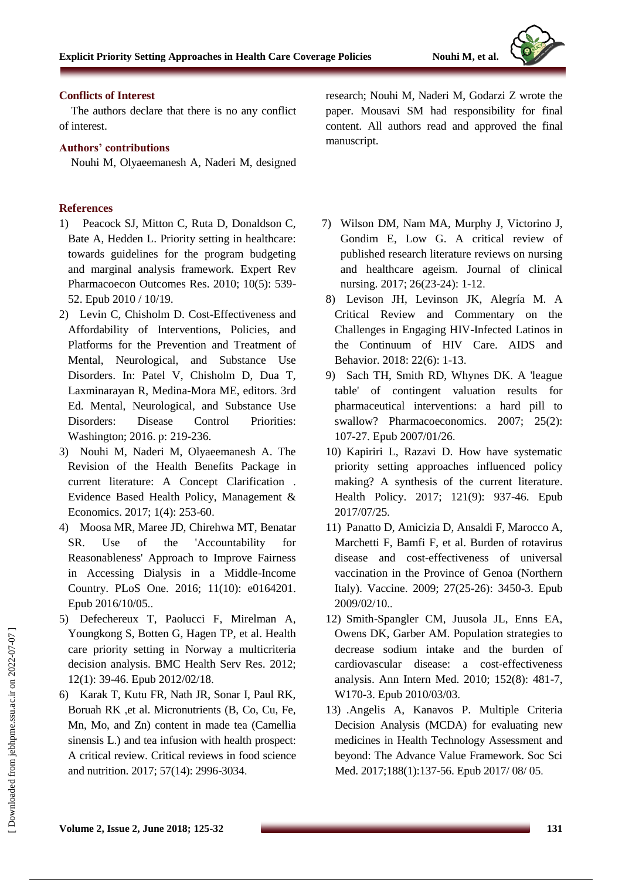## Conflicts of Interest

The authors declare that there is no any conflict of interest.

## Authors' contributions

Nouhi M, Olyaeemanesh A, Naderi M, designed research; Nouhi M, Naderi M, Godarzi Z wrote the paper. Mousavi SM had responsibility for final content. All authors read and approved the final manuscript.

## References

1) Peacock SJ, Mitton C, Ruta D, Donaldson C, Bate A, Hedden L. Priority setting in healthcare: towards guidelines for the program budgeting and marginal analysis framework. Expert Rev Pharmacoecon Outcomes Res. 2010; 10(5): 539-52. Epub 2010 / 10/19.
2) Levin C, Chisholm D. Cost-Effectiveness and Affordability of Interventions, Policies, and Platforms for the Prevention and Treatment of Mental, Neurological, and Substance Use Disorders. In: Patel V, Chisholm D, Dua T, Laxminarayan R, Medina-Mora ME, editors. 3rd Ed. Mental, Neurological, and Substance Use Disorders: Disease Control Priorities: Washington; 2016. p: 219-236.
3) Nouhi M, Naderi M, Olyaeemanesh A. The Revision of the Health Benefits Package in current literature: A Concept Clarification . Evidence Based Health Policy, Management & Economics. 2017; 1(4): 253-60.
4) Moosa MR, Maree JD, Chirehwa MT, Benatar SR. Use of the 'Accountability for Reasonableness' Approach to Improve Fairness in Accessing Dialysis in a Middle-Income Country. PLoS One. 2016; 11(10): e0164201. Epub 2016/10/05..
5) Defechereux T, Paolucci F, Mirelman A, Youngkong S, Botten G, Hagen TP, et al. Health care priority setting in Norway a multicriteria decision analysis. BMC Health Serv Res. 2012; 12(1): 39-46. Epub 2012/02/18.
6) Karak T, Kutu FR, Nath JR, Sonar I, Paul RK, Boruah RK ,et al. Micronutrients (B, Co, Cu, Fe, Mn, Mo, and Zn) content in made tea (Camellia sinensis L.) and tea infusion with health prospect: A critical review. Critical reviews in food science and nutrition. 2017; 57(14): 2996-3034.
7) Wilson DM, Nam MA, Murphy J, Victorino J, Gondim E, Low G. A critical review of published research literature reviews on nursing and healthcare ageism. Journal of clinical nursing. 2017; 26(23-24): 1-12.
8) Levison JH, Levinson JK, Alegría M. A Critical Review and Commentary on the Challenges in Engaging HIV-Infected Latinos in the Continuum of HIV Care. AIDS and Behavior. 2018: 22(6): 1-13.
9) Sach TH, Smith RD, Whynes DK. A 'league table' of contingent valuation results for pharmaceutical interventions: a hard pill to swallow? Pharmacoeconomics. 2007; 25(2): 107-27. Epub 2007/01/26.
10) Kapiriri L, Razavi D. How have systematic priority setting approaches influenced policy making? A synthesis of the current literature. Health Policy. 2017; 121(9): 937-46. Epub 2017/07/25.
11) Panatto D, Amicizia D, Ansaldi F, Marocco A, Marchetti F, Bamfi F, et al. Burden of rotavirus disease and cost-effectiveness of universal vaccination in the Province of Genoa (Northern Italy). Vaccine. 2009; 27(25-26): 3450-3. Epub 2009/02/10..
12) Smith-Spangler CM, Juusola JL, Enns EA, Owens DK, Garber AM. Population strategies to decrease sodium intake and the burden of cardiovascular disease: a cost-effectiveness analysis. Ann Intern Med. 2010; 152(8): 481-7, W170-3. Epub 2010/03/03.
13) .Angelis A, Kanavos P. Multiple Criteria Decision Analysis (MCDA) for evaluating new medicines in Health Technology Assessment and beyond: The Advance Value Framework. Soc Sci Med. 2017;188(1):137-56. Epub 2017/ 08/ 05.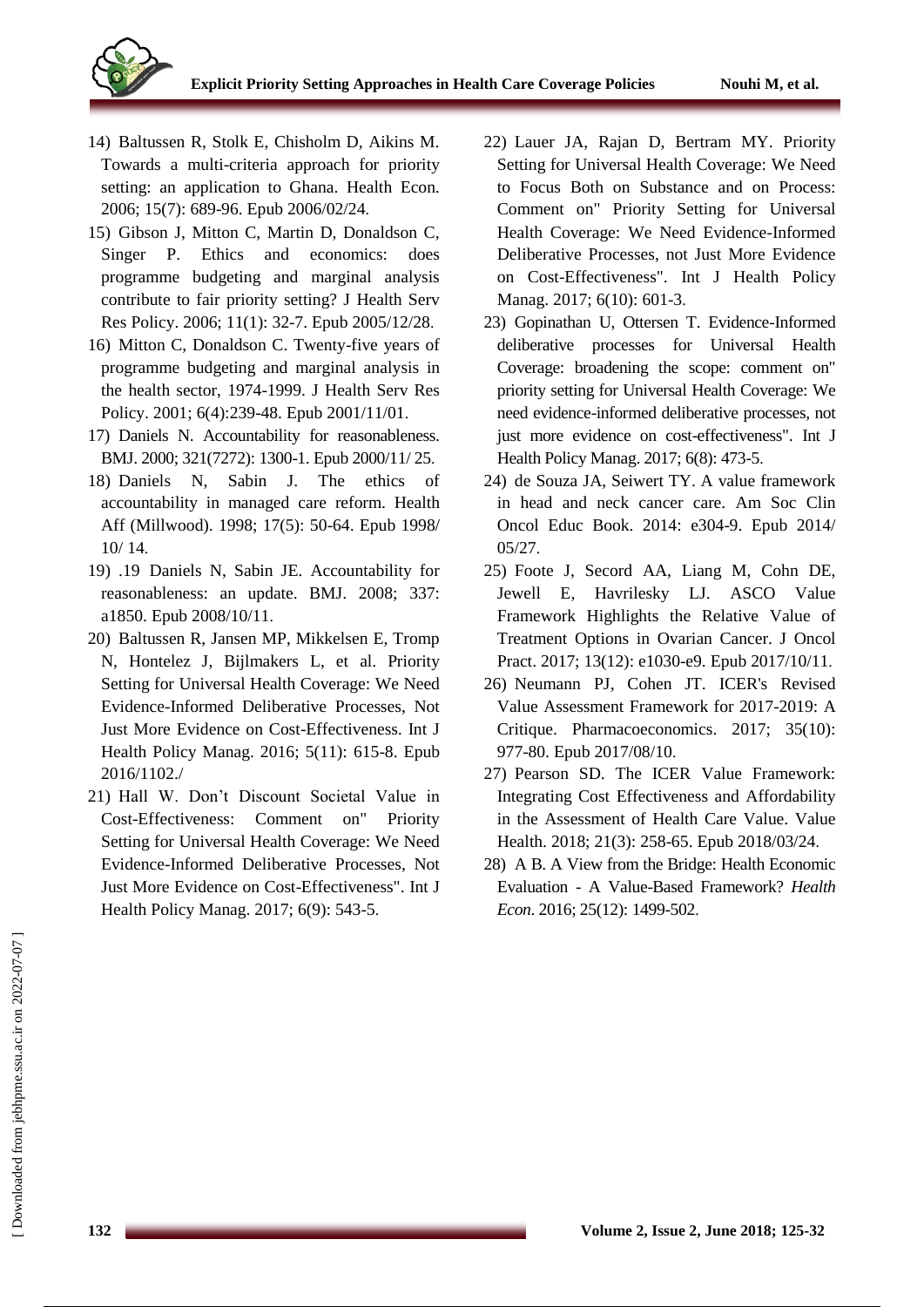14) Baltussen R, Stolk E, Chisholm D, Aikins M. Towards a multi-criteria approach for priority setting: an application to Ghana. Health Econ. 2006; 15(7): 689-96. Epub 2006/02/24.
15) Gibson J, Mitton C, Martin D, Donaldson C, Singer P. Ethics and economics: does programme budgeting and marginal analysis contribute to fair priority setting? J Health Serv Res Policy. 2006; 11(1): 32-7. Epub 2005/12/28.
16) Mitton C, Donaldson C. Twenty-five years of programme budgeting and marginal analysis in the health sector, 1974-1999. J Health Serv Res Policy. 2001; 6(4):239-48. Epub 2001/11/01.
17) Daniels N. Accountability for reasonableness. BMJ. 2000; 321(7272): 1300-1. Epub 2000/11/ 25.
18) Daniels N, Sabin J. The ethics of accountability in managed care reform. Health Aff (Millwood). 1998; 17(5): 50-64. Epub 1998/ 10/ 14.
19) .19 Daniels N, Sabin JE. Accountability for reasonableness: an update. BMJ. 2008; 337: a1850. Epub 2008/10/11.
20) Baltussen R, Jansen MP, Mikkelsen E, Tromp N, Hontelez J, Bijlmakers L, et al. Priority Setting for Universal Health Coverage: We Need Evidence-Informed Deliberative Processes, Not Just More Evidence on Cost-Effectiveness. Int J Health Policy Manag. 2016; 5(11): 615-8. Epub 2016/1102./
21) Hall W. Don't Discount Societal Value in Cost-Effectiveness: Comment on" Priority Setting for Universal Health Coverage: We Need Evidence-Informed Deliberative Processes, Not Just More Evidence on Cost-Effectiveness". Int J Health Policy Manag. 2017; 6(9): 543-5.
22) Lauer JA, Rajan D, Bertram MY. Priority Setting for Universal Health Coverage: We Need to Focus Both on Substance and on Process: Comment on" Priority Setting for Universal Health Coverage: We Need Evidence-Informed Deliberative Processes, not Just More Evidence on Cost-Effectiveness". Int J Health Policy Manag. 2017; 6(10): 601-3.
23) Gopinathan U, Ottersen T. Evidence-Informed deliberative processes for Universal Health Coverage: broadening the scope: comment on" priority setting for Universal Health Coverage: We need evidence-informed deliberative processes, not just more evidence on cost-effectiveness". Int J Health Policy Manag. 2017; 6(8): 473-5.
24) de Souza JA, Seiwert TY. A value framework in head and neck cancer care. Am Soc Clin Oncol Educ Book. 2014: e304-9. Epub 2014/ 05/27.
25) Foote J, Secord AA, Liang M, Cohn DE, Jewell E, Havrilesky LJ. ASCO Value Framework Highlights the Relative Value of Treatment Options in Ovarian Cancer. J Oncol Pract. 2017; 13(12): e1030-e9. Epub 2017/10/11.
26) Neumann PJ, Cohen JT. ICER's Revised Value Assessment Framework for 2017-2019: A Critique. Pharmacoeconomics. 2017; 35(10): 977-80. Epub 2017/08/10.
27) Pearson SD. The ICER Value Framework: Integrating Cost Effectiveness and Affordability in the Assessment of Health Care Value. Value Health. 2018; 21(3): 258-65. Epub 2018/03/24.
28) A B. A View from the Bridge: Health Economic Evaluation - A Value-Based Framework? *Health Econ*. 2016; 25(12): 1499-502.